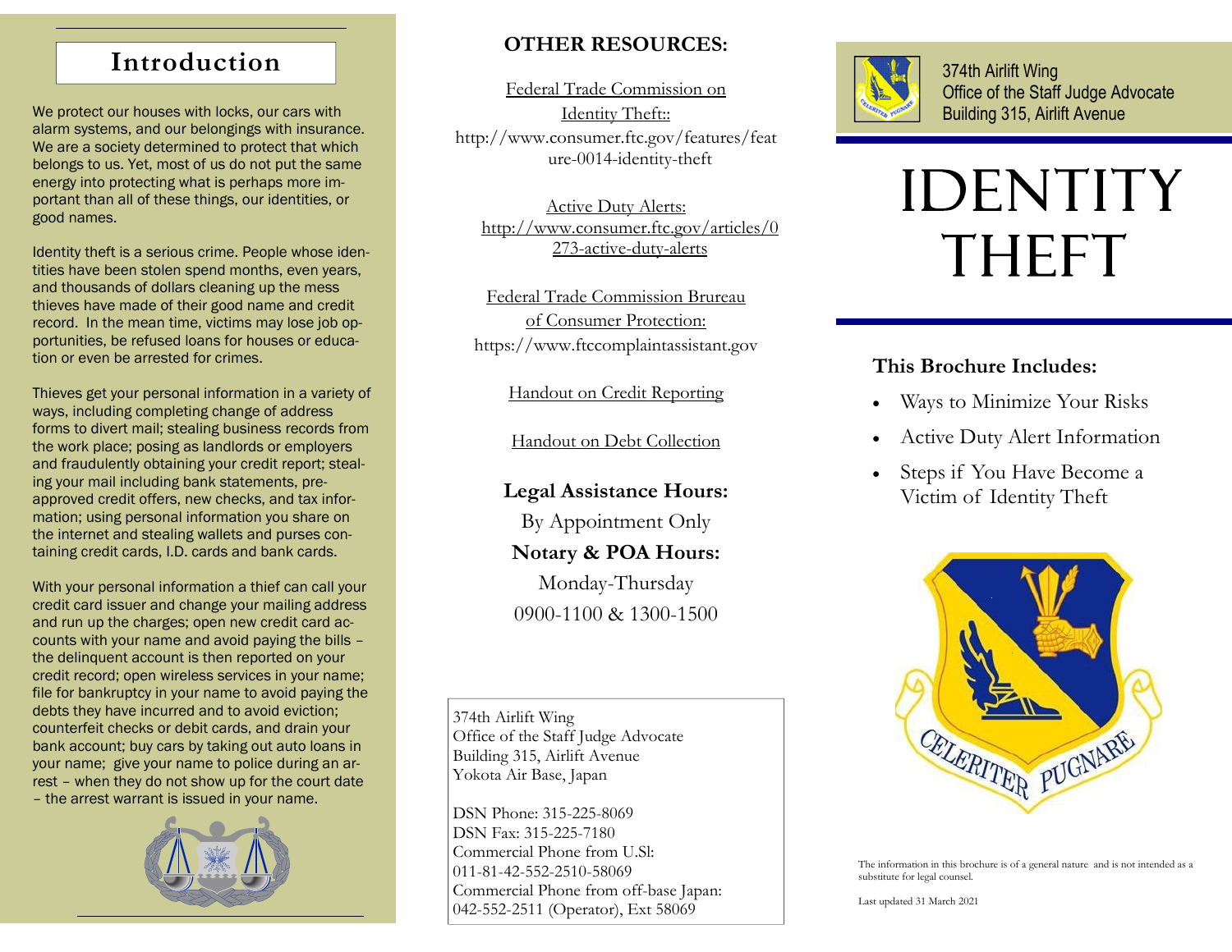## Introduction

We protect our houses with locks, our cars with alarm systems, and our belongings with insurance. We are a society determined to protect that which belongs to us. Yet, most of us do not put the same energy into protecting what is perhaps more important than all of these things, our identities, or good names.

Identity theft is a serious crime. People whose identities have been stolen spend months, even years, and thousands of dollars cleaning up the mess thieves have made of their good name and credit record. In the mean time, victims may lose job opportunities, be refused loans for houses or education or even be arrested for crimes.

Thieves get your personal information in a variety of ways, including completing change of address forms to divert mail; stealing business records from the work place; posing as landlords or employers and fraudulently obtaining your credit report; stealing your mail including bank statements, pre-approved credit offers, new checks, and tax information; using personal information you share on the internet and stealing wallets and purses containing credit cards, I.D. cards and bank cards.

With your personal information a thief can call your credit card issuer and change your mailing address and run up the charges; open new credit card accounts with your name and avoid paying the bills – the delinquent account is then reported on your credit record; open wireless services in your name; file for bankruptcy in your name to avoid paying the debts they have incurred and to avoid eviction; counterfeit checks or debit cards, and drain your bank account; buy cars by taking out auto loans in your name; give your name to police during an arrest – when they do not show up for the court date – the arrest warrant is issued in your name.

## OTHER RESOURCES:

Federal Trade Commission on Identity Theft::
http://www.consumer.ftc.gov/features/feature-0014-identity-theft

Active Duty Alerts:
http://www.consumer.ftc.gov/articles/0273-active-duty-alerts

Federal Trade Commission Brureau of Consumer Protection:
https://www.ftccomplaintassistant.gov

Handout on Credit Reporting

Handout on Debt Collection

**Legal Assistance Hours:**
By Appointment Only

**Notary & POA Hours:**
Monday-Thursday
0900-1100 & 1300-1500

374th Airlift Wing
Office of the Staff Judge Advocate
Building 315, Airlift Avenue
Yokota Air Base, Japan

DSN Phone: 315-225-8069
DSN Fax: 315-225-7180
Commercial Phone from U.Sl:
011-81-42-552-2510-58069
Commercial Phone from off-base Japan:
042-552-2511 (Operator), Ext 58069

374th Airlift Wing
Office of the Staff Judge Advocate
Building 315, Airlift Avenue

# IDENTITY THEFT

### This Brochure Includes:

- Ways to Minimize Your Risks
- Active Duty Alert Information
- Steps if You Have Become a Victim of Identity Theft

CELERITER PUGNARE

The information in this brochure is of a general nature and is not intended as a substitute for legal counsel.

Last updated 31 March 2021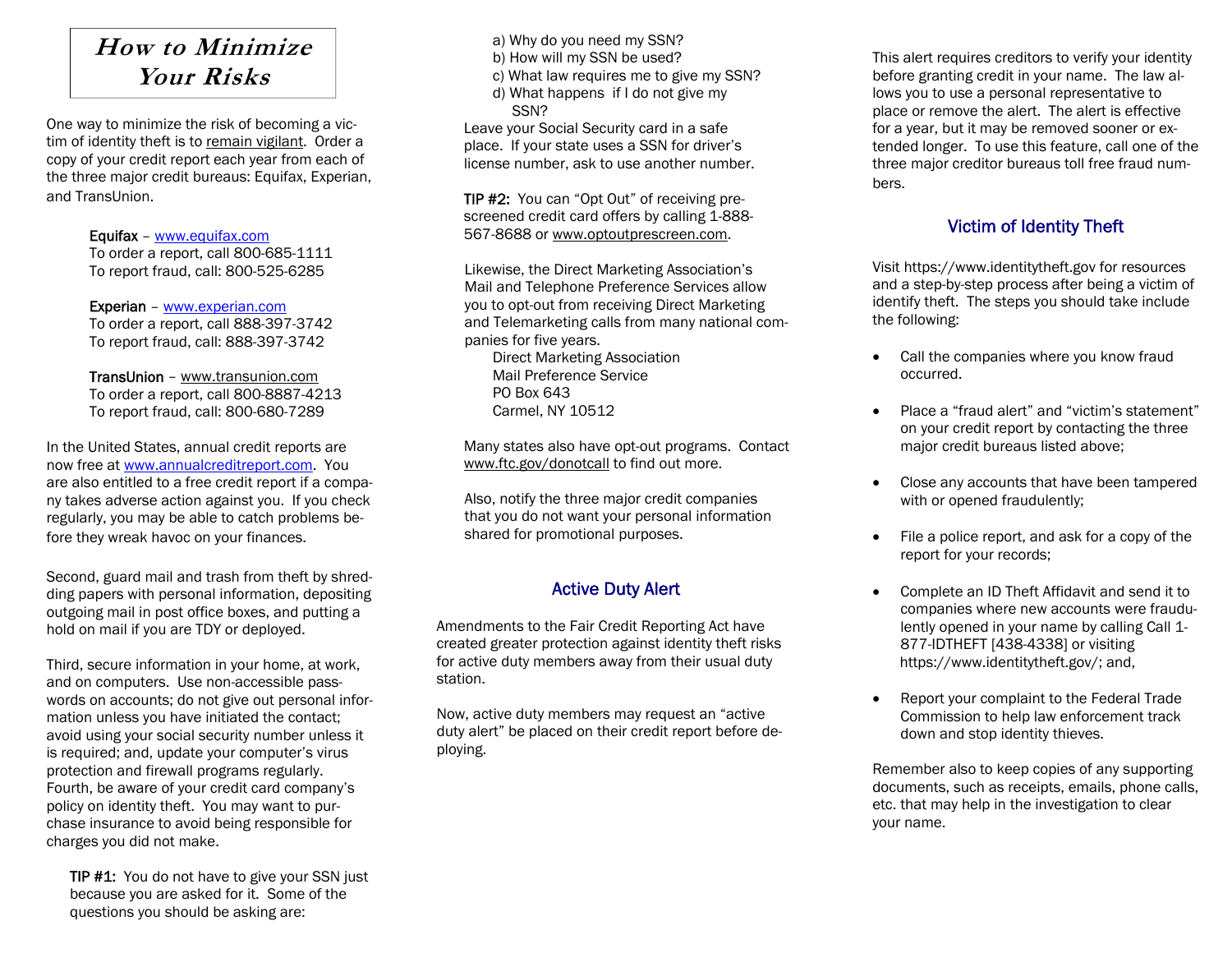# *How to Minimize Your Risks*

One way to minimize the risk of becoming a victim of identity theft is to remain vigilant. Order a copy of your credit report each year from each of the three major credit bureaus: Equifax, Experian, and TransUnion.

**Equifax** – www.equifax.com
To order a report, call 800-685-1111
To report fraud, call: 800-525-6285

**Experian** – www.experian.com
To order a report, call 888-397-3742
To report fraud, call: 888-397-3742

**TransUnion** – www.transunion.com
To order a report, call 800-8887-4213
To report fraud, call: 800-680-7289

In the United States, annual credit reports are now free at www.annualcreditreport.com. You are also entitled to a free credit report if a company takes adverse action against you. If you check regularly, you may be able to catch problems before they wreak havoc on your finances.

Second, guard mail and trash from theft by shredding papers with personal information, depositing outgoing mail in post office boxes, and putting a hold on mail if you are TDY or deployed.

Third, secure information in your home, at work, and on computers. Use non-accessible passwords on accounts; do not give out personal information unless you have initiated the contact; avoid using your social security number unless it is required; and, update your computer's virus protection and firewall programs regularly. Fourth, be aware of your credit card company's policy on identity theft. You may want to purchase insurance to avoid being responsible for charges you did not make.

**TIP #1:** You do not have to give your SSN just because you are asked for it. Some of the questions you should be asking are:

a) Why do you need my SSN?
b) How will my SSN be used?
c) What law requires me to give my SSN?
d) What happens if I do not give my SSN?

Leave your Social Security card in a safe place. If your state uses a SSN for driver's license number, ask to use another number.

**TIP #2:** You can "Opt Out" of receiving prescreened credit card offers by calling 1-888-567-8688 or www.optoutprescreen.com.

Likewise, the Direct Marketing Association's Mail and Telephone Preference Services allow you to opt-out from receiving Direct Marketing and Telemarketing calls from many national companies for five years.

Direct Marketing Association
Mail Preference Service
PO Box 643
Carmel, NY 10512

Many states also have opt-out programs. Contact www.ftc.gov/donotcall to find out more.

Also, notify the three major credit companies that you do not want your personal information shared for promotional purposes.

## Active Duty Alert

Amendments to the Fair Credit Reporting Act have created greater protection against identity theft risks for active duty members away from their usual duty station.

Now, active duty members may request an "active duty alert" be placed on their credit report before deploying.

This alert requires creditors to verify your identity before granting credit in your name. The law allows you to use a personal representative to place or remove the alert. The alert is effective for a year, but it may be removed sooner or extended longer. To use this feature, call one of the three major creditor bureaus toll free fraud numbers.

## Victim of Identity Theft

Visit https://www.identitytheft.gov for resources and a step-by-step process after being a victim of identify theft. The steps you should take include the following:

- Call the companies where you know fraud occurred.
- Place a "fraud alert" and "victim's statement" on your credit report by contacting the three major credit bureaus listed above;
- Close any accounts that have been tampered with or opened fraudulently;
- File a police report, and ask for a copy of the report for your records;
- Complete an ID Theft Affidavit and send it to companies where new accounts were fraudulently opened in your name by calling Call 1-877-IDTHEFT [438-4338] or visiting https://www.identitytheft.gov/; and,
- Report your complaint to the Federal Trade Commission to help law enforcement track down and stop identity thieves.

Remember also to keep copies of any supporting documents, such as receipts, emails, phone calls, etc. that may help in the investigation to clear your name.